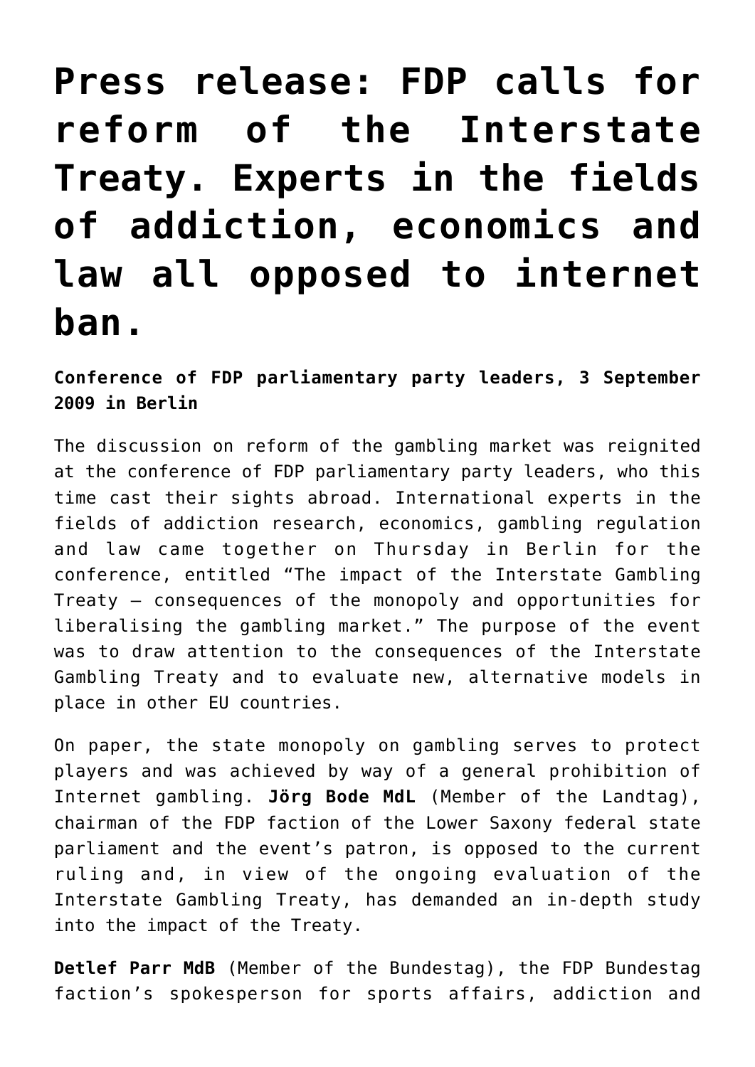# Press release: FDP calls for reform of the Interstate Treaty. Experts in the fields of addiction, economics and law all opposed to internet ban.

**Conference of FDP parliamentary party leaders, 3 September 2009 in Berlin**

The discussion on reform of the gambling market was reignited at the conference of FDP parliamentary party leaders, who this time cast their sights abroad. International experts in the fields of addiction research, economics, gambling regulation and law came together on Thursday in Berlin for the conference, entitled "The impact of the Interstate Gambling Treaty – consequences of the monopoly and opportunities for liberalising the gambling market." The purpose of the event was to draw attention to the consequences of the Interstate Gambling Treaty and to evaluate new, alternative models in place in other EU countries.

On paper, the state monopoly on gambling serves to protect players and was achieved by way of a general prohibition of Internet gambling. **Jörg Bode MdL** (Member of the Landtag), chairman of the FDP faction of the Lower Saxony federal state parliament and the event's patron, is opposed to the current ruling and, in view of the ongoing evaluation of the Interstate Gambling Treaty, has demanded an in-depth study into the impact of the Treaty.

**Detlef Parr MdB** (Member of the Bundestag), the FDP Bundestag faction's spokesperson for sports affairs, addiction and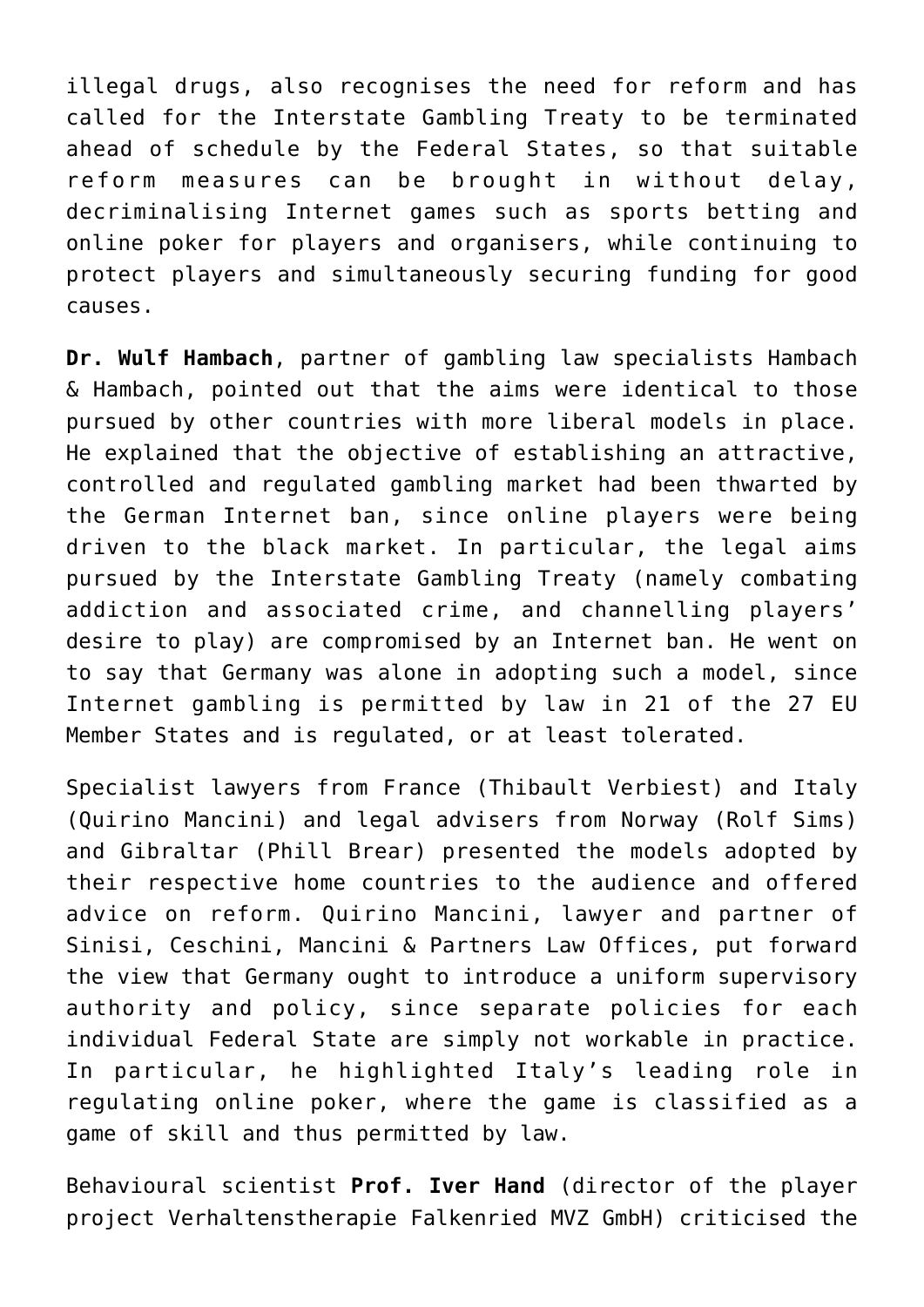illegal drugs, also recognises the need for reform and has called for the Interstate Gambling Treaty to be terminated ahead of schedule by the Federal States, so that suitable reform measures can be brought in without delay, decriminalising Internet games such as sports betting and online poker for players and organisers, while continuing to protect players and simultaneously securing funding for good causes.

**Dr. Wulf Hambach**, partner of gambling law specialists Hambach & Hambach, pointed out that the aims were identical to those pursued by other countries with more liberal models in place. He explained that the objective of establishing an attractive, controlled and regulated gambling market had been thwarted by the German Internet ban, since online players were being driven to the black market. In particular, the legal aims pursued by the Interstate Gambling Treaty (namely combating addiction and associated crime, and channelling players' desire to play) are compromised by an Internet ban. He went on to say that Germany was alone in adopting such a model, since Internet gambling is permitted by law in 21 of the 27 EU Member States and is regulated, or at least tolerated.

Specialist lawyers from France (Thibault Verbiest) and Italy (Quirino Mancini) and legal advisers from Norway (Rolf Sims) and Gibraltar (Phill Brear) presented the models adopted by their respective home countries to the audience and offered advice on reform. Quirino Mancini, lawyer and partner of Sinisi, Ceschini, Mancini & Partners Law Offices, put forward the view that Germany ought to introduce a uniform supervisory authority and policy, since separate policies for each individual Federal State are simply not workable in practice. In particular, he highlighted Italy's leading role in regulating online poker, where the game is classified as a game of skill and thus permitted by law.

Behavioural scientist **Prof. Iver Hand** (director of the player project Verhaltenstherapie Falkenried MVZ GmbH) criticised the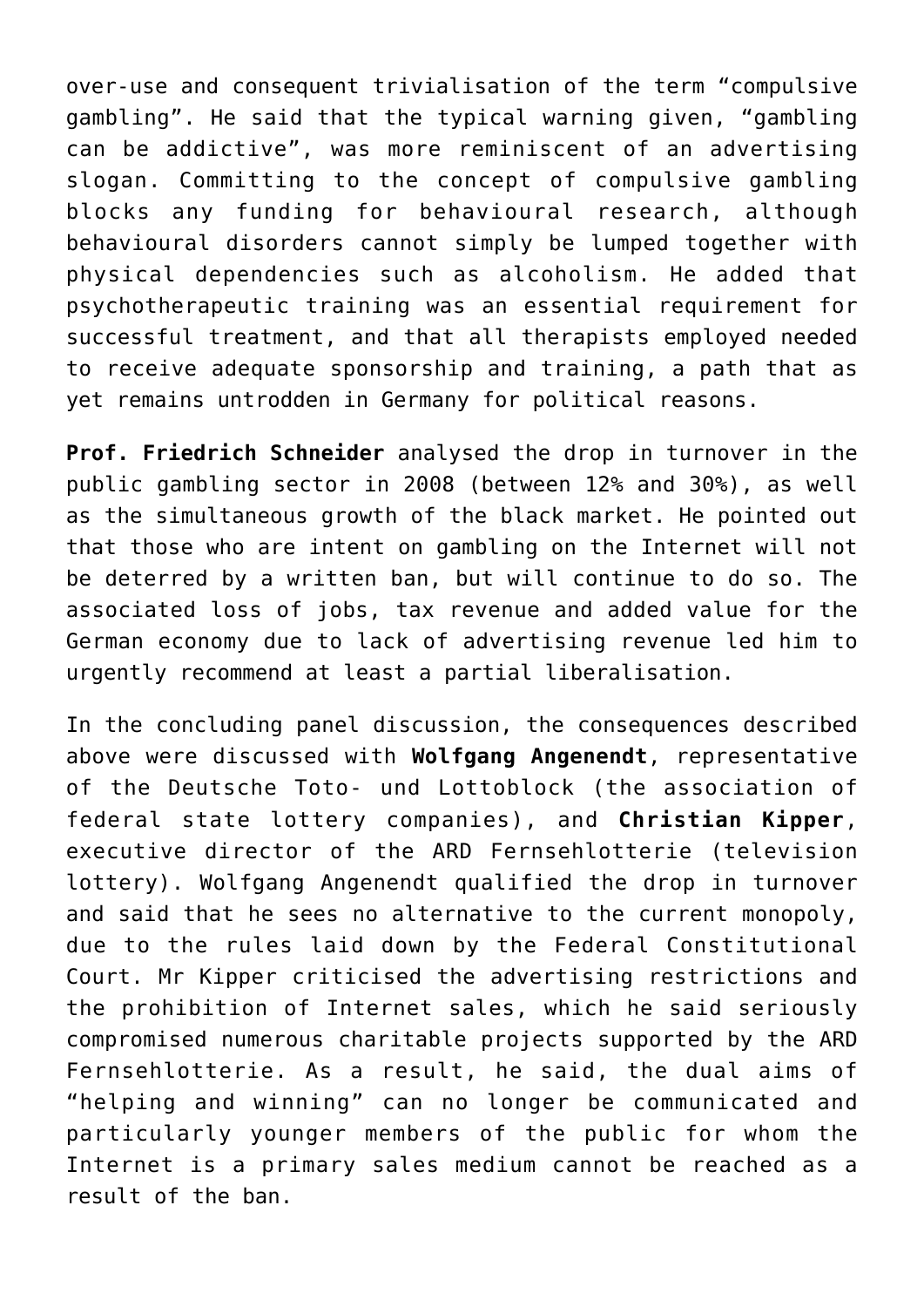over-use and consequent trivialisation of the term “compulsive gambling”. He said that the typical warning given, “gambling can be addictive”, was more reminiscent of an advertising slogan. Committing to the concept of compulsive gambling blocks any funding for behavioural research, although behavioural disorders cannot simply be lumped together with physical dependencies such as alcoholism. He added that psychotherapeutic training was an essential requirement for successful treatment, and that all therapists employed needed to receive adequate sponsorship and training, a path that as yet remains untrodden in Germany for political reasons.

**Prof. Friedrich Schneider** analysed the drop in turnover in the public gambling sector in 2008 (between 12% and 30%), as well as the simultaneous growth of the black market. He pointed out that those who are intent on gambling on the Internet will not be deterred by a written ban, but will continue to do so. The associated loss of jobs, tax revenue and added value for the German economy due to lack of advertising revenue led him to urgently recommend at least a partial liberalisation.

In the concluding panel discussion, the consequences described above were discussed with **Wolfgang Angenendt**, representative of the Deutsche Toto- und Lottoblock (the association of federal state lottery companies), and **Christian Kipper**, executive director of the ARD Fernsehlotterie (television lottery). Wolfgang Angenendt qualified the drop in turnover and said that he sees no alternative to the current monopoly, due to the rules laid down by the Federal Constitutional Court. Mr Kipper criticised the advertising restrictions and the prohibition of Internet sales, which he said seriously compromised numerous charitable projects supported by the ARD Fernsehlotterie. As a result, he said, the dual aims of “helping and winning” can no longer be communicated and particularly younger members of the public for whom the Internet is a primary sales medium cannot be reached as a result of the ban.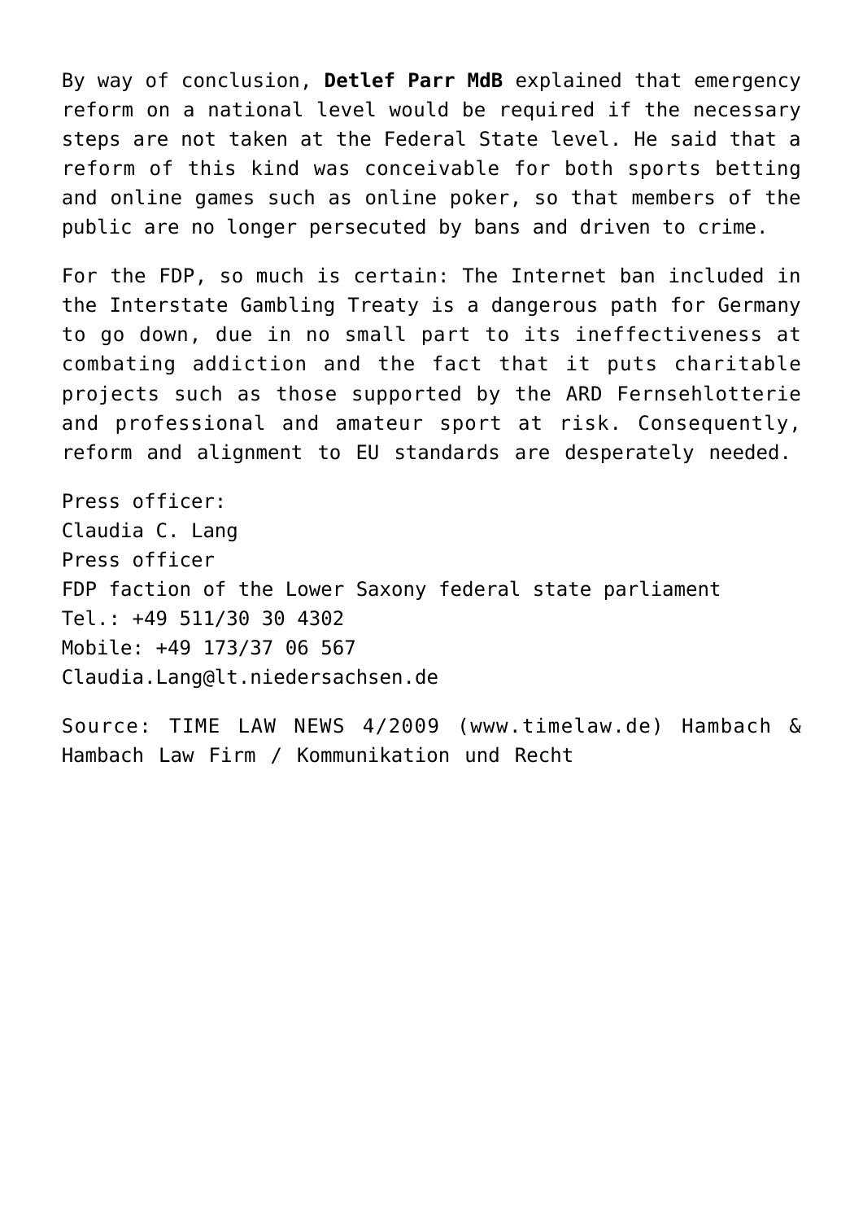By way of conclusion, **Detlef Parr MdB** explained that emergency reform on a national level would be required if the necessary steps are not taken at the Federal State level. He said that a reform of this kind was conceivable for both sports betting and online games such as online poker, so that members of the public are no longer persecuted by bans and driven to crime.

For the FDP, so much is certain: The Internet ban included in the Interstate Gambling Treaty is a dangerous path for Germany to go down, due in no small part to its ineffectiveness at combating addiction and the fact that it puts charitable projects such as those supported by the ARD Fernsehlotterie and professional and amateur sport at risk. Consequently, reform and alignment to EU standards are desperately needed.

Press officer:
Claudia C. Lang
Press officer
FDP faction of the Lower Saxony federal state parliament
Tel.: +49 511/30 30 4302
Mobile: +49 173/37 06 567
Claudia.Lang@lt.niedersachsen.de

Source: TIME LAW NEWS 4/2009 (www.timelaw.de) Hambach & Hambach Law Firm / Kommunikation und Recht